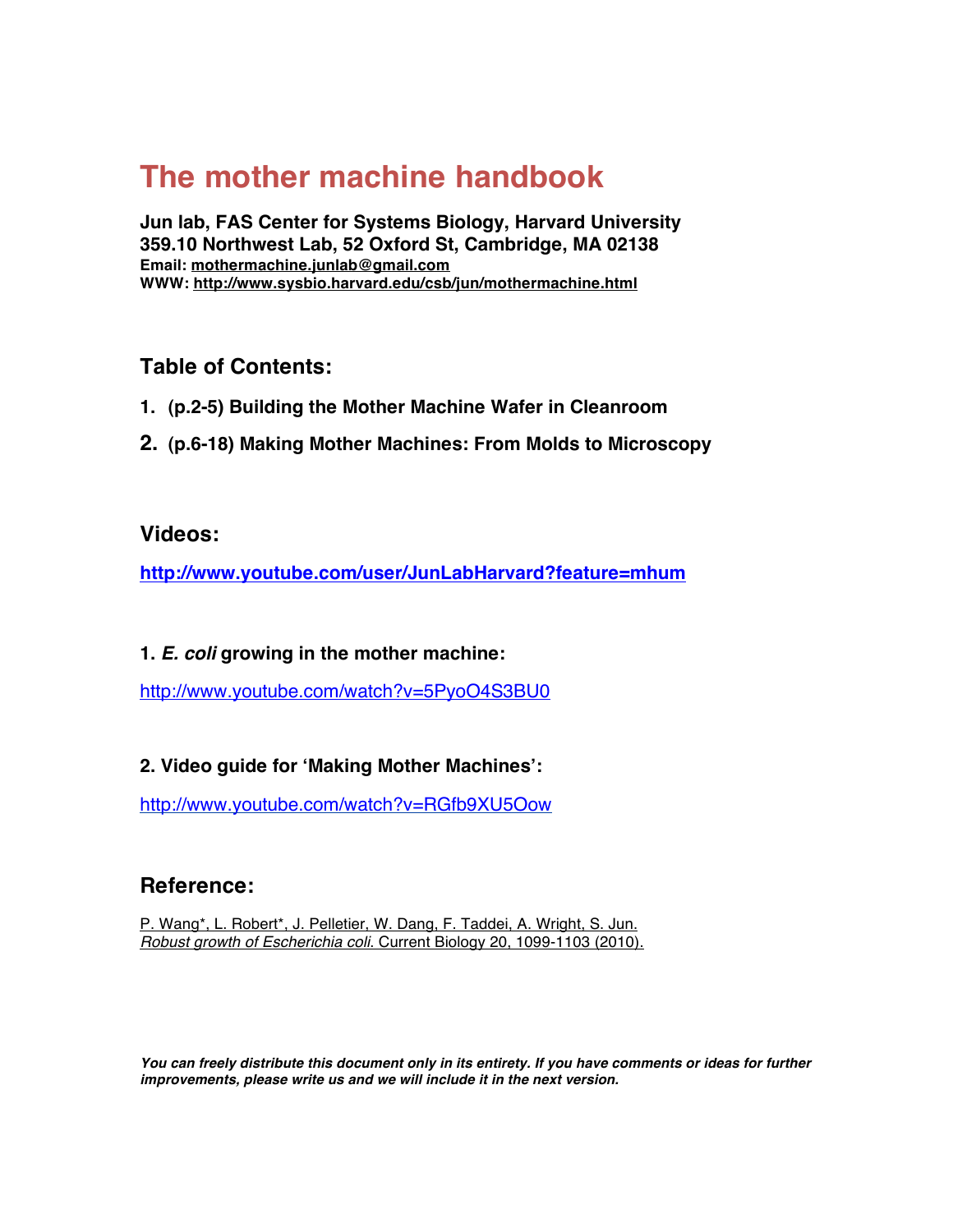# The mother machine handbook

**Jun lab, FAS Center for Systems Biology, Harvard University**
**359.10 Northwest Lab, 52 Oxford St, Cambridge, MA 02138**
**Email: mothermachine.junlab@gmail.com**
**WWW: http://www.sysbio.harvard.edu/csb/jun/mothermachine.html**

## Table of Contents:

1. **(p.2-5) Building the Mother Machine Wafer in Cleanroom**
2. **(p.6-18) Making Mother Machines: From Molds to Microscopy**

## Videos:

**http://www.youtube.com/user/JunLabHarvard?feature=mhum**

**1. *E. coli* growing in the mother machine:**

http://www.youtube.com/watch?v=5PyoO4S3BU0

**2. Video guide for 'Making Mother Machines':**

http://www.youtube.com/watch?v=RGfb9XU5Oow

## Reference:

P. Wang*, L. Robert*, J. Pelletier, W. Dang, F. Taddei, A. Wright, S. Jun. *Robust growth of Escherichia coli*. Current Biology 20, 1099-1103 (2010).

***You can freely distribute this document only in its entirety. If you have comments or ideas for further improvements, please write us and we will include it in the next version.***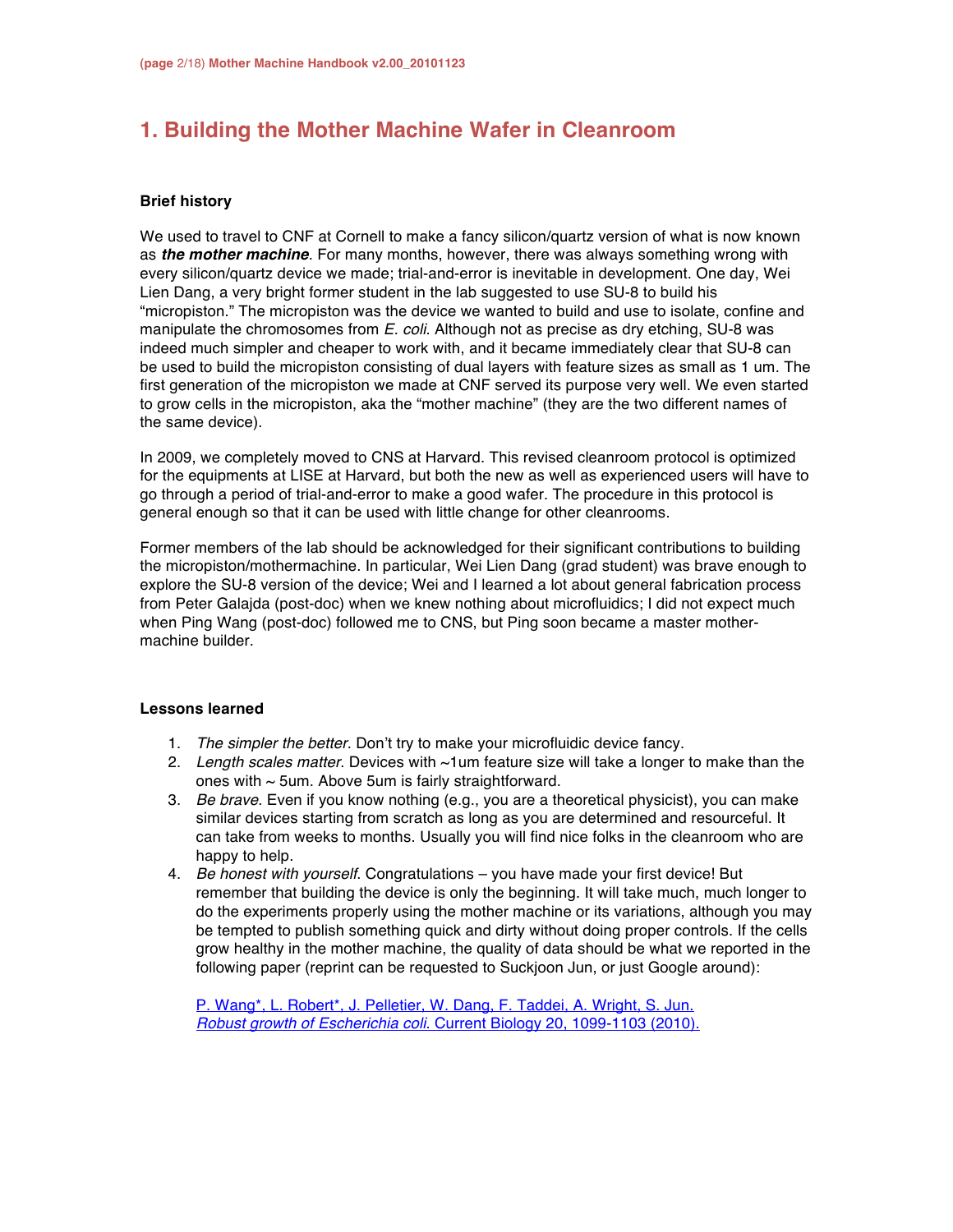# 1. Building the Mother Machine Wafer in Cleanroom

### Brief history

We used to travel to CNF at Cornell to make a fancy silicon/quartz version of what is now known as ***the mother machine***. For many months, however, there was always something wrong with every silicon/quartz device we made; trial-and-error is inevitable in development. One day, Wei Lien Dang, a very bright former student in the lab suggested to use SU-8 to build his "micropiston." The micropiston was the device we wanted to build and use to isolate, confine and manipulate the chromosomes from *E. coli*. Although not as precise as dry etching, SU-8 was indeed much simpler and cheaper to work with, and it became immediately clear that SU-8 can be used to build the micropiston consisting of dual layers with feature sizes as small as 1 um. The first generation of the micropiston we made at CNF served its purpose very well. We even started to grow cells in the micropiston, aka the "mother machine" (they are the two different names of the same device).

In 2009, we completely moved to CNS at Harvard. This revised cleanroom protocol is optimized for the equipments at LISE at Harvard, but both the new as well as experienced users will have to go through a period of trial-and-error to make a good wafer. The procedure in this protocol is general enough so that it can be used with little change for other cleanrooms.

Former members of the lab should be acknowledged for their significant contributions to building the micropiston/mothermachine. In particular, Wei Lien Dang (grad student) was brave enough to explore the SU-8 version of the device; Wei and I learned a lot about general fabrication process from Peter Galajda (post-doc) when we knew nothing about microfluidics; I did not expect much when Ping Wang (post-doc) followed me to CNS, but Ping soon became a master mother-machine builder.

### Lessons learned

1. *The simpler the better*. Don't try to make your microfluidic device fancy.
2. *Length scales matter*. Devices with ~1um feature size will take a longer to make than the ones with ~ 5um. Above 5um is fairly straightforward.
3. *Be brave*. Even if you know nothing (e.g., you are a theoretical physicist), you can make similar devices starting from scratch as long as you are determined and resourceful. It can take from weeks to months. Usually you will find nice folks in the cleanroom who are happy to help.
4. *Be honest with yourself*. Congratulations – you have made your first device! But remember that building the device is only the beginning. It will take much, much longer to do the experiments properly using the mother machine or its variations, although you may be tempted to publish something quick and dirty without doing proper controls. If the cells grow healthy in the mother machine, the quality of data should be what we reported in the following paper (reprint can be requested to Suckjoon Jun, or just Google around):

   P. Wang*, L. Robert*, J. Pelletier, W. Dang, F. Taddei, A. Wright, S. Jun. *Robust growth of Escherichia coli*. Current Biology 20, 1099-1103 (2010).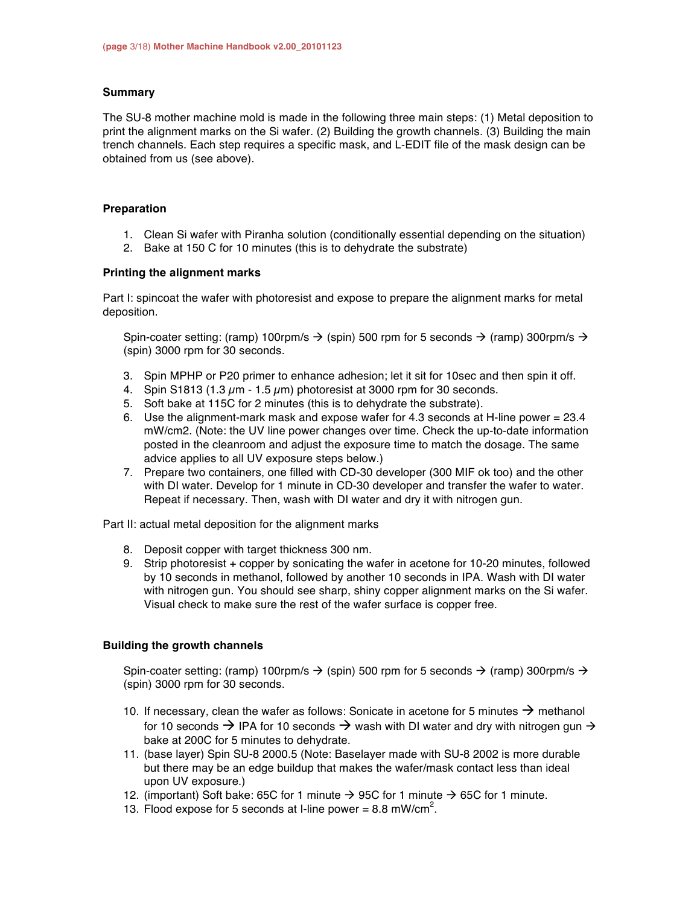### Summary

The SU-8 mother machine mold is made in the following three main steps: (1) Metal deposition to print the alignment marks on the Si wafer. (2) Building the growth channels. (3) Building the main trench channels. Each step requires a specific mask, and L-EDIT file of the mask design can be obtained from us (see above).

### Preparation

1. Clean Si wafer with Piranha solution (conditionally essential depending on the situation)
2. Bake at 150 C for 10 minutes (this is to dehydrate the substrate)

### Printing the alignment marks

Part I: spincoat the wafer with photoresist and expose to prepare the alignment marks for metal deposition.

Spin-coater setting: (ramp) 100rpm/s → (spin) 500 rpm for 5 seconds → (ramp) 300rpm/s → (spin) 3000 rpm for 30 seconds.

3. Spin MPHP or P20 primer to enhance adhesion; let it sit for 10sec and then spin it off.
4. Spin S1813 (1.3 $\mu$m - 1.5 $\mu$m) photoresist at 3000 rpm for 30 seconds.
5. Soft bake at 115C for 2 minutes (this is to dehydrate the substrate).
6. Use the alignment-mark mask and expose wafer for 4.3 seconds at H-line power = 23.4 mW/cm2. (Note: the UV line power changes over time. Check the up-to-date information posted in the cleanroom and adjust the exposure time to match the dosage. The same advice applies to all UV exposure steps below.)
7. Prepare two containers, one filled with CD-30 developer (300 MIF ok too) and the other with DI water. Develop for 1 minute in CD-30 developer and transfer the wafer to water. Repeat if necessary. Then, wash with DI water and dry it with nitrogen gun.

Part II: actual metal deposition for the alignment marks

8. Deposit copper with target thickness 300 nm.
9. Strip photoresist + copper by sonicating the wafer in acetone for 10-20 minutes, followed by 10 seconds in methanol, followed by another 10 seconds in IPA. Wash with DI water with nitrogen gun. You should see sharp, shiny copper alignment marks on the Si wafer. Visual check to make sure the rest of the wafer surface is copper free.

### Building the growth channels

Spin-coater setting: (ramp) 100rpm/s → (spin) 500 rpm for 5 seconds → (ramp) 300rpm/s → (spin) 3000 rpm for 30 seconds.

10. If necessary, clean the wafer as follows: Sonicate in acetone for 5 minutes → methanol for 10 seconds → IPA for 10 seconds → wash with DI water and dry with nitrogen gun → bake at 200C for 5 minutes to dehydrate.
11. (base layer) Spin SU-8 2000.5 (Note: Baselayer made with SU-8 2002 is more durable but there may be an edge buildup that makes the wafer/mask contact less than ideal upon UV exposure.)
12. (important) Soft bake: 65C for 1 minute → 95C for 1 minute → 65C for 1 minute.
13. Flood expose for 5 seconds at I-line power = 8.8 mW/cm$^2$.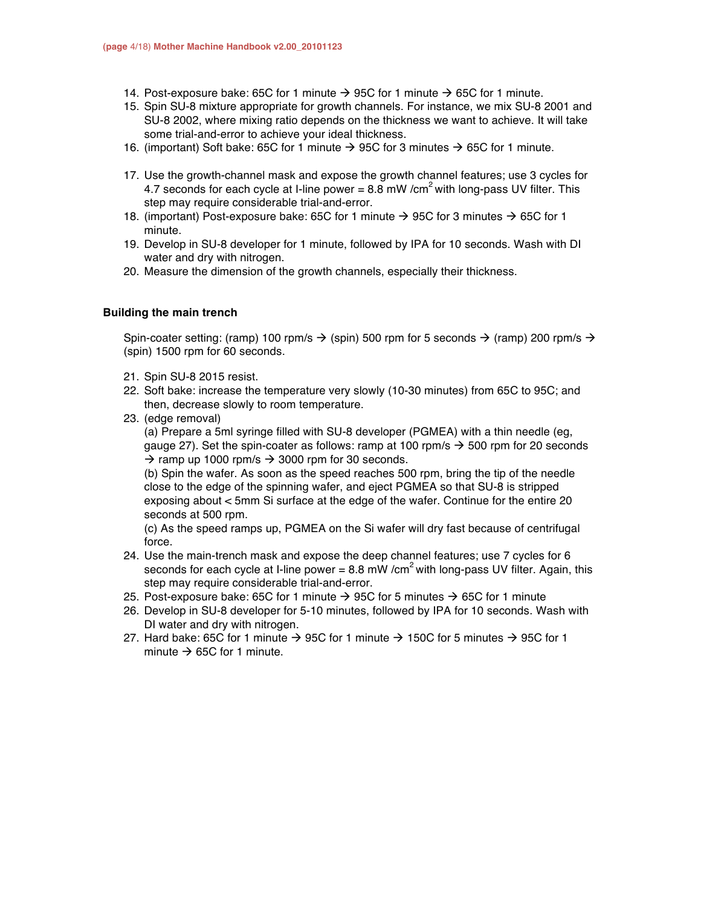14. Post-exposure bake: 65C for 1 minute → 95C for 1 minute → 65C for 1 minute.
15. Spin SU-8 mixture appropriate for growth channels. For instance, we mix SU-8 2001 and SU-8 2002, where mixing ratio depends on the thickness we want to achieve. It will take some trial-and-error to achieve your ideal thickness.
16. (important) Soft bake: 65C for 1 minute → 95C for 3 minutes → 65C for 1 minute.

17. Use the growth-channel mask and expose the growth channel features; use 3 cycles for 4.7 seconds for each cycle at I-line power = 8.8 mW /cm$^2$ with long-pass UV filter. This step may require considerable trial-and-error.
18. (important) Post-exposure bake: 65C for 1 minute → 95C for 3 minutes → 65C for 1 minute.
19. Develop in SU-8 developer for 1 minute, followed by IPA for 10 seconds. Wash with DI water and dry with nitrogen.
20. Measure the dimension of the growth channels, especially their thickness.

### Building the main trench

Spin-coater setting: (ramp) 100 rpm/s → (spin) 500 rpm for 5 seconds → (ramp) 200 rpm/s → (spin) 1500 rpm for 60 seconds.

21. Spin SU-8 2015 resist.
22. Soft bake: increase the temperature very slowly (10-30 minutes) from 65C to 95C; and then, decrease slowly to room temperature.
23. (edge removal)
    (a) Prepare a 5ml syringe filled with SU-8 developer (PGMEA) with a thin needle (eg, gauge 27). Set the spin-coater as follows: ramp at 100 rpm/s → 500 rpm for 20 seconds → ramp up 1000 rpm/s → 3000 rpm for 30 seconds.
    (b) Spin the wafer. As soon as the speed reaches 500 rpm, bring the tip of the needle close to the edge of the spinning wafer, and eject PGMEA so that SU-8 is stripped exposing about < 5mm Si surface at the edge of the wafer. Continue for the entire 20 seconds at 500 rpm.
    (c) As the speed ramps up, PGMEA on the Si wafer will dry fast because of centrifugal force.
24. Use the main-trench mask and expose the deep channel features; use 7 cycles for 6 seconds for each cycle at I-line power = 8.8 mW /cm$^2$ with long-pass UV filter. Again, this step may require considerable trial-and-error.
25. Post-exposure bake: 65C for 1 minute → 95C for 5 minutes → 65C for 1 minute
26. Develop in SU-8 developer for 5-10 minutes, followed by IPA for 10 seconds. Wash with DI water and dry with nitrogen.
27. Hard bake: 65C for 1 minute → 95C for 1 minute → 150C for 5 minutes → 95C for 1 minute → 65C for 1 minute.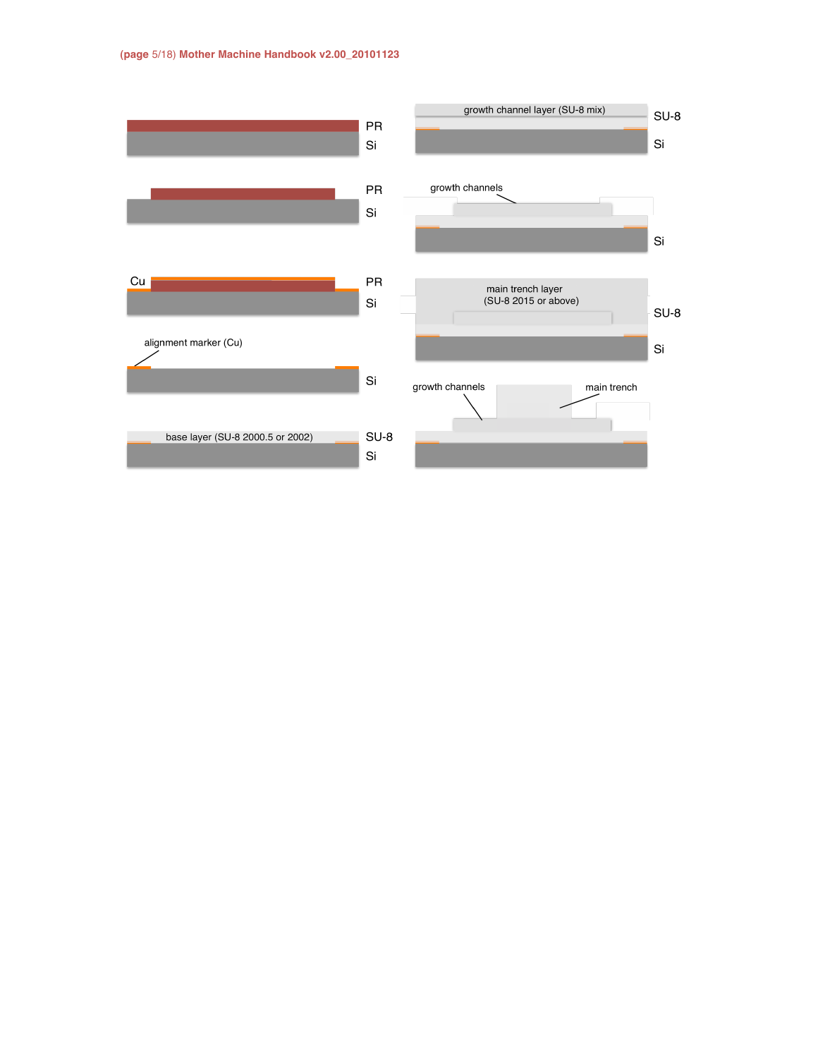PR

Si

PR

Si

Cu

PR

Si

alignment marker (Cu)

Si

base layer (SU-8 2000.5 or 2002)

SU-8

Si

growth channel layer (SU-8 mix)

SU-8

Si

growth channels

Si

main trench layer
(SU-8 2015 or above)

SU-8

Si

growth channels

main trench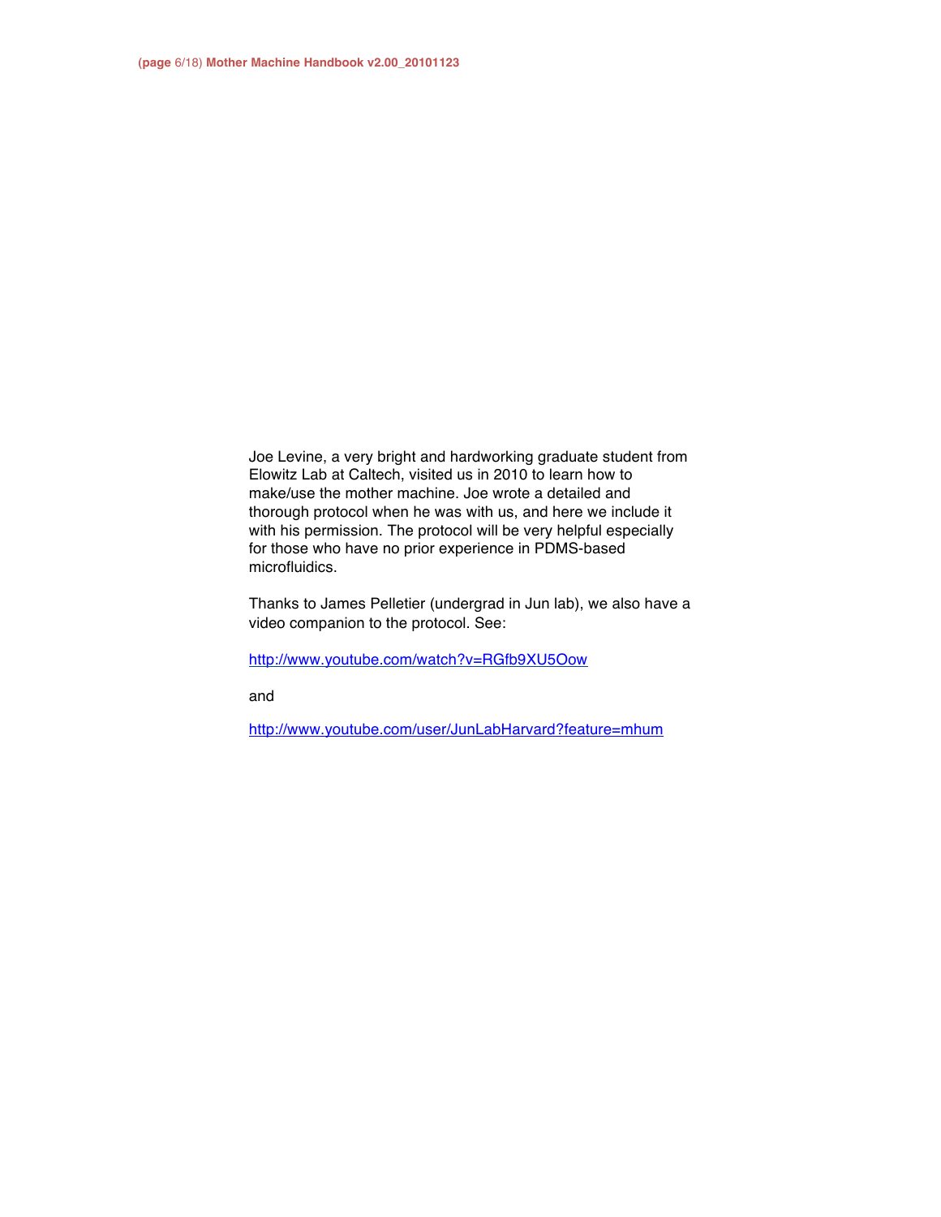Joe Levine, a very bright and hardworking graduate student from Elowitz Lab at Caltech, visited us in 2010 to learn how to make/use the mother machine. Joe wrote a detailed and thorough protocol when he was with us, and here we include it with his permission. The protocol will be very helpful especially for those who have no prior experience in PDMS-based microfluidics.

Thanks to James Pelletier (undergrad in Jun lab), we also have a video companion to the protocol. See:

http://www.youtube.com/watch?v=RGfb9XU5Oow

and

http://www.youtube.com/user/JunLabHarvard?feature=mhum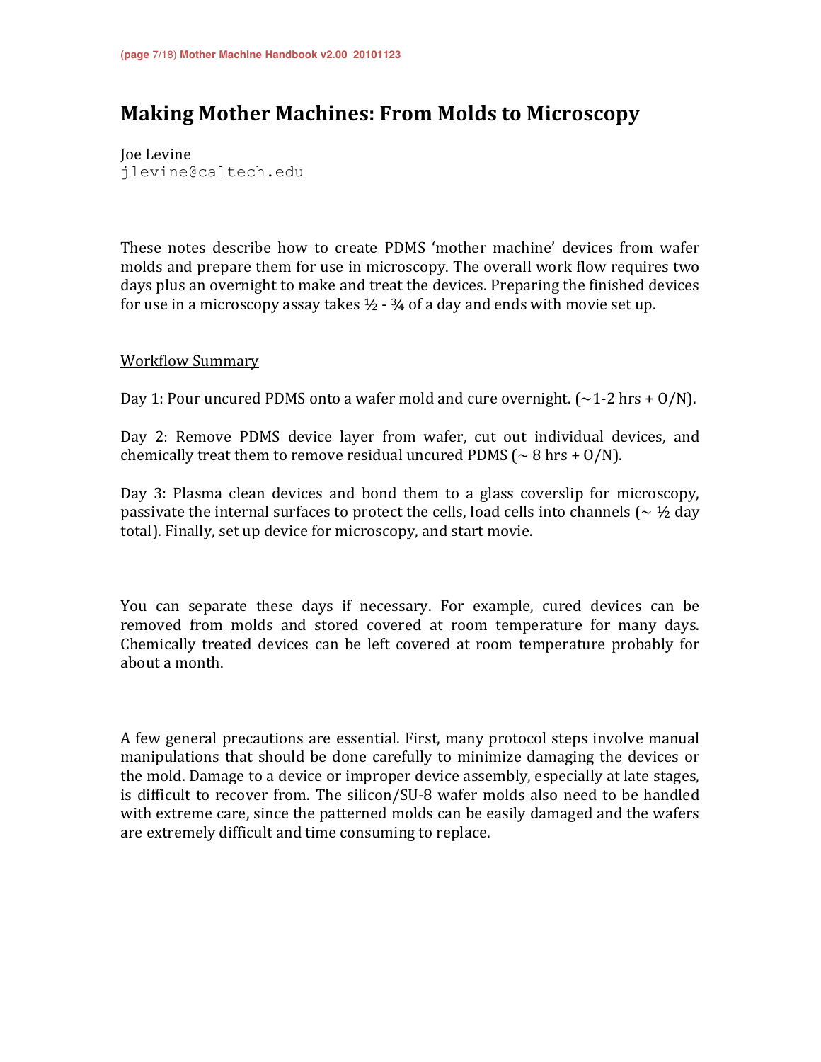# Making Mother Machines: From Molds to Microscopy

Joe Levine
jlevine@caltech.edu

These notes describe how to create PDMS 'mother machine' devices from wafer molds and prepare them for use in microscopy. The overall work flow requires two days plus an overnight to make and treat the devices. Preparing the finished devices for use in a microscopy assay takes ½ - ¾ of a day and ends with movie set up.

<u>Workflow Summary</u>

Day 1: Pour uncured PDMS onto a wafer mold and cure overnight. (~1-2 hrs + O/N).

Day 2: Remove PDMS device layer from wafer, cut out individual devices, and chemically treat them to remove residual uncured PDMS (~ 8 hrs + O/N).

Day 3: Plasma clean devices and bond them to a glass coverslip for microscopy, passivate the internal surfaces to protect the cells, load cells into channels (~ ½ day total). Finally, set up device for microscopy, and start movie.

You can separate these days if necessary. For example, cured devices can be removed from molds and stored covered at room temperature for many days. Chemically treated devices can be left covered at room temperature probably for about a month.

A few general precautions are essential. First, many protocol steps involve manual manipulations that should be done carefully to minimize damaging the devices or the mold. Damage to a device or improper device assembly, especially at late stages, is difficult to recover from. The silicon/SU-8 wafer molds also need to be handled with extreme care, since the patterned molds can be easily damaged and the wafers are extremely difficult and time consuming to replace.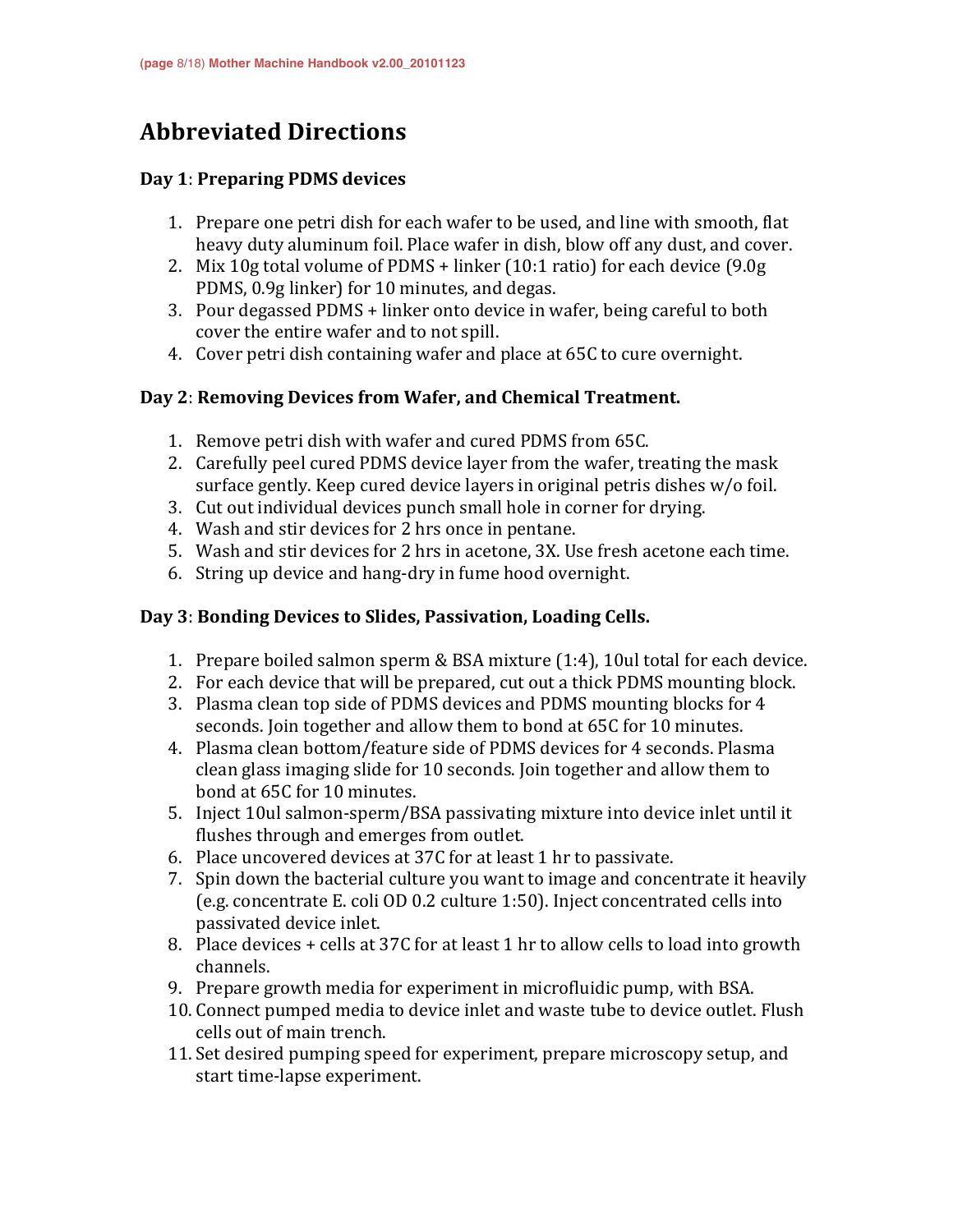# Abbreviated Directions

### Day 1: **Preparing PDMS devices**

1. Prepare one petri dish for each wafer to be used, and line with smooth, flat heavy duty aluminum foil. Place wafer in dish, blow off any dust, and cover.
2. Mix 10g total volume of PDMS + linker (10:1 ratio) for each device (9.0g PDMS, 0.9g linker) for 10 minutes, and degas.
3. Pour degassed PDMS + linker onto device in wafer, being careful to both cover the entire wafer and to not spill.
4. Cover petri dish containing wafer and place at 65C to cure overnight.

### Day 2: **Removing Devices from Wafer, and Chemical Treatment.**

1. Remove petri dish with wafer and cured PDMS from 65C.
2. Carefully peel cured PDMS device layer from the wafer, treating the mask surface gently. Keep cured device layers in original petris dishes w/o foil.
3. Cut out individual devices punch small hole in corner for drying.
4. Wash and stir devices for 2 hrs once in pentane.
5. Wash and stir devices for 2 hrs in acetone, 3X. Use fresh acetone each time.
6. String up device and hang-dry in fume hood overnight.

### Day 3: **Bonding Devices to Slides, Passivation, Loading Cells.**

1. Prepare boiled salmon sperm & BSA mixture (1:4), 10ul total for each device.
2. For each device that will be prepared, cut out a thick PDMS mounting block.
3. Plasma clean top side of PDMS devices and PDMS mounting blocks for 4 seconds. Join together and allow them to bond at 65C for 10 minutes.
4. Plasma clean bottom/feature side of PDMS devices for 4 seconds. Plasma clean glass imaging slide for 10 seconds. Join together and allow them to bond at 65C for 10 minutes.
5. Inject 10ul salmon-sperm/BSA passivating mixture into device inlet until it flushes through and emerges from outlet.
6. Place uncovered devices at 37C for at least 1 hr to passivate.
7. Spin down the bacterial culture you want to image and concentrate it heavily (e.g. concentrate E. coli OD 0.2 culture 1:50). Inject concentrated cells into passivated device inlet.
8. Place devices + cells at 37C for at least 1 hr to allow cells to load into growth channels.
9. Prepare growth media for experiment in microfluidic pump, with BSA.
10. Connect pumped media to device inlet and waste tube to device outlet. Flush cells out of main trench.
11. Set desired pumping speed for experiment, prepare microscopy setup, and start time-lapse experiment.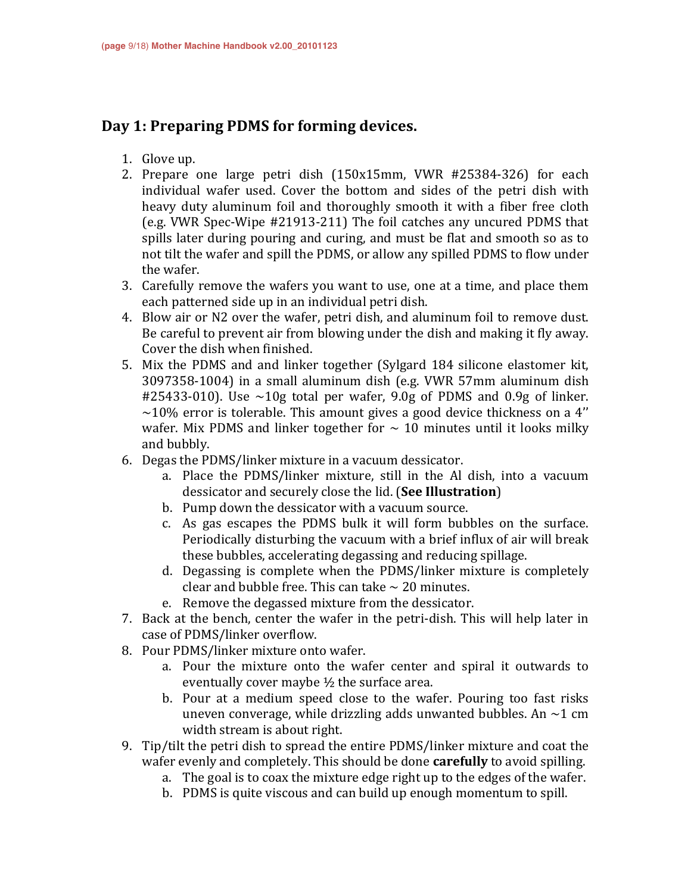## Day 1: Preparing PDMS for forming devices.

1. Glove up.
2. Prepare one large petri dish (150x15mm, VWR #25384-326) for each individual wafer used. Cover the bottom and sides of the petri dish with heavy duty aluminum foil and thoroughly smooth it with a fiber free cloth (e.g. VWR Spec-Wipe #21913-211) The foil catches any uncured PDMS that spills later during pouring and curing, and must be flat and smooth so as to not tilt the wafer and spill the PDMS, or allow any spilled PDMS to flow under the wafer.
3. Carefully remove the wafers you want to use, one at a time, and place them each patterned side up in an individual petri dish.
4. Blow air or N2 over the wafer, petri dish, and aluminum foil to remove dust. Be careful to prevent air from blowing under the dish and making it fly away. Cover the dish when finished.
5. Mix the PDMS and and linker together (Sylgard 184 silicone elastomer kit, 3097358-1004) in a small aluminum dish (e.g. VWR 57mm aluminum dish #25433-010). Use ~10g total per wafer, 9.0g of PDMS and 0.9g of linker. ~10% error is tolerable. This amount gives a good device thickness on a 4'' wafer. Mix PDMS and linker together for ~ 10 minutes until it looks milky and bubbly.
6. Degas the PDMS/linker mixture in a vacuum dessicator.
   a. Place the PDMS/linker mixture, still in the Al dish, into a vacuum dessicator and securely close the lid. (**See Illustration**)
   b. Pump down the dessicator with a vacuum source.
   c. As gas escapes the PDMS bulk it will form bubbles on the surface. Periodically disturbing the vacuum with a brief influx of air will break these bubbles, accelerating degassing and reducing spillage.
   d. Degassing is complete when the PDMS/linker mixture is completely clear and bubble free. This can take ~ 20 minutes.
   e. Remove the degassed mixture from the dessicator.
7. Back at the bench, center the wafer in the petri-dish. This will help later in case of PDMS/linker overflow.
8. Pour PDMS/linker mixture onto wafer.
   a. Pour the mixture onto the wafer center and spiral it outwards to eventually cover maybe ½ the surface area.
   b. Pour at a medium speed close to the wafer. Pouring too fast risks uneven converage, while drizzling adds unwanted bubbles. An ~1 cm width stream is about right.
9. Tip/tilt the petri dish to spread the entire PDMS/linker mixture and coat the wafer evenly and completely. This should be done **carefully** to avoid spilling.
   a. The goal is to coax the mixture edge right up to the edges of the wafer.
   b. PDMS is quite viscous and can build up enough momentum to spill.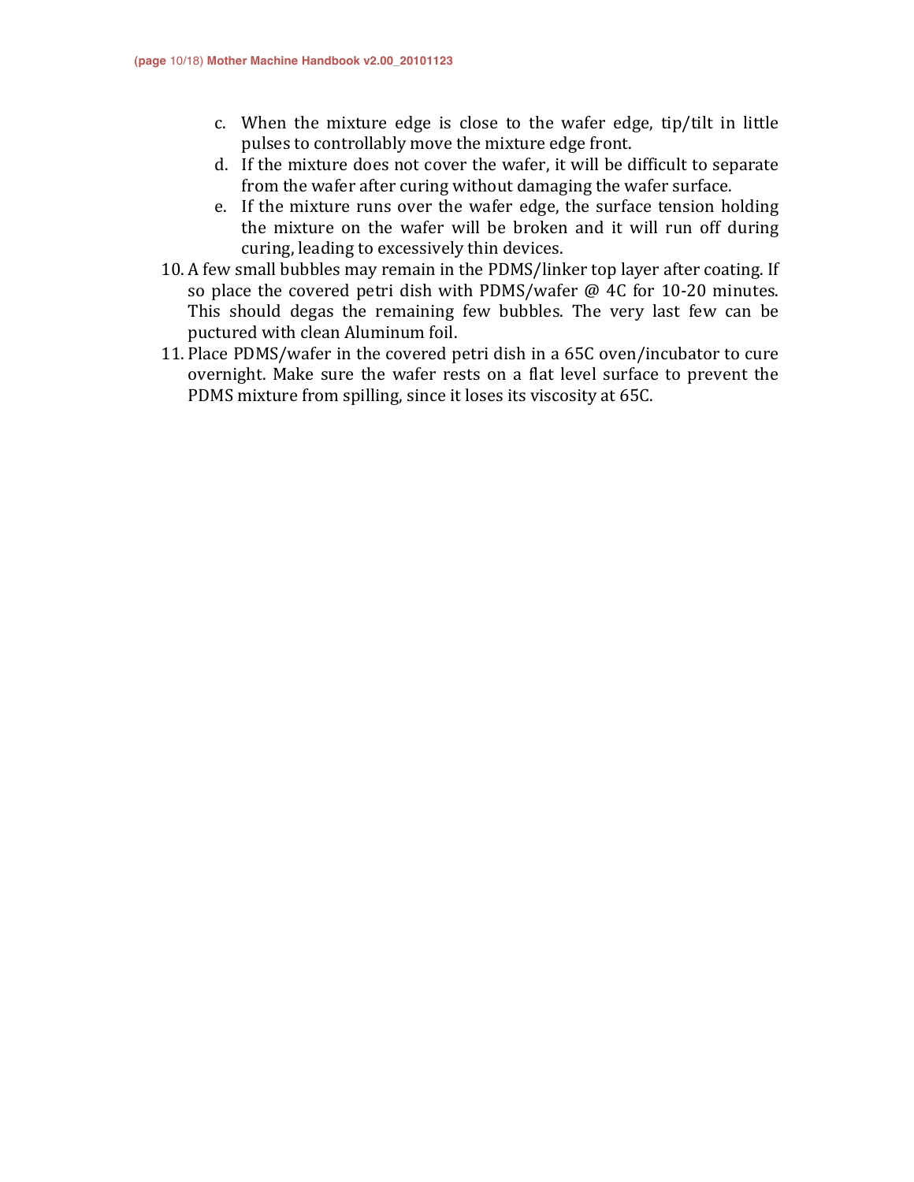c. When the mixture edge is close to the wafer edge, tip/tilt in little pulses to controllably move the mixture edge front.
d. If the mixture does not cover the wafer, it will be difficult to separate from the wafer after curing without damaging the wafer surface.
e. If the mixture runs over the wafer edge, the surface tension holding the mixture on the wafer will be broken and it will run off during curing, leading to excessively thin devices.

10. A few small bubbles may remain in the PDMS/linker top layer after coating. If so place the covered petri dish with PDMS/wafer @ 4C for 10-20 minutes. This should degas the remaining few bubbles. The very last few can be puctured with clean Aluminum foil.
11. Place PDMS/wafer in the covered petri dish in a 65C oven/incubator to cure overnight. Make sure the wafer rests on a flat level surface to prevent the PDMS mixture from spilling, since it loses its viscosity at 65C.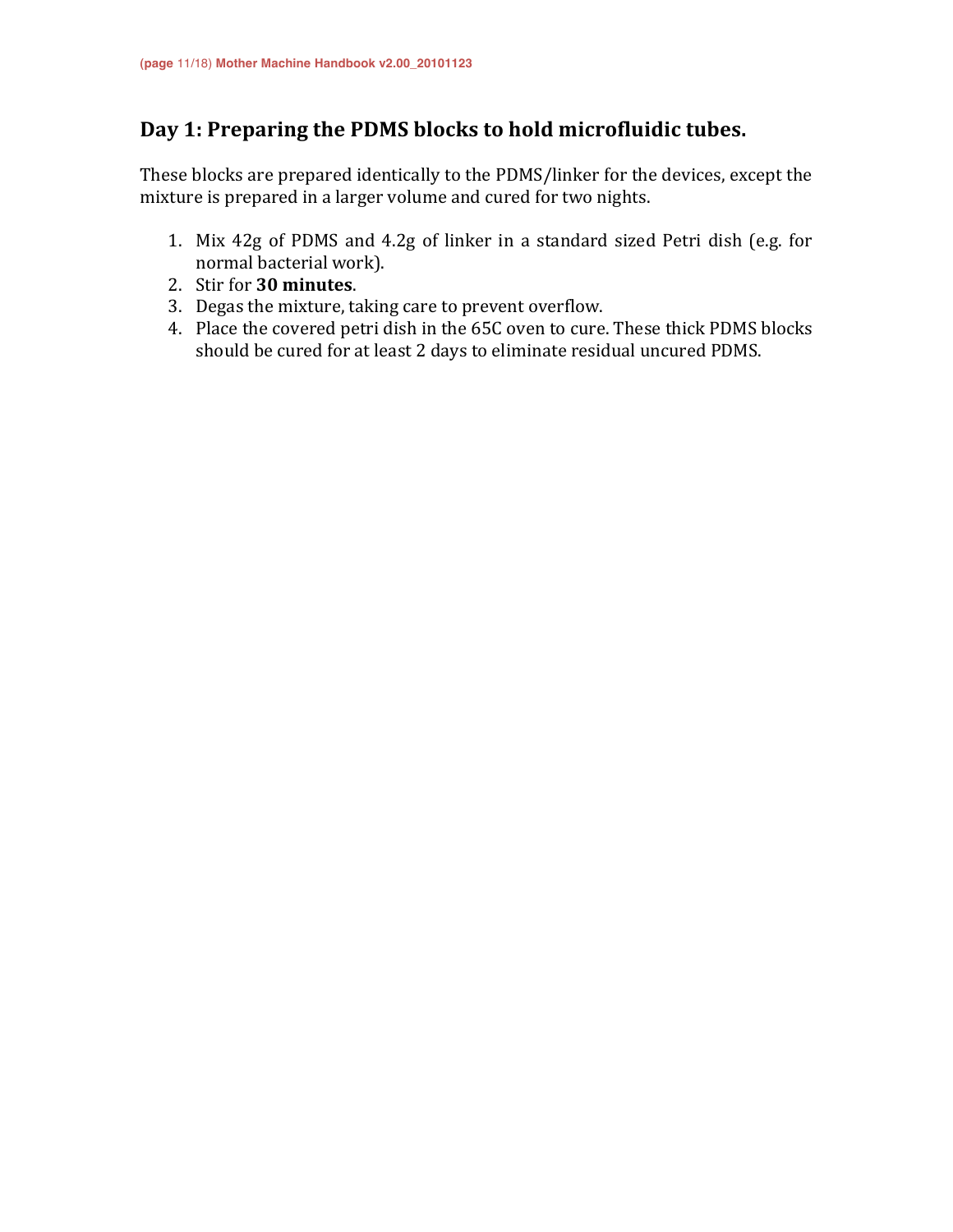## Day 1: Preparing the PDMS blocks to hold microfluidic tubes.

These blocks are prepared identically to the PDMS/linker for the devices, except the mixture is prepared in a larger volume and cured for two nights.

1. Mix 42g of PDMS and 4.2g of linker in a standard sized Petri dish (e.g. for normal bacterial work).
2. Stir for **30 minutes**.
3. Degas the mixture, taking care to prevent overflow.
4. Place the covered petri dish in the 65C oven to cure. These thick PDMS blocks should be cured for at least 2 days to eliminate residual uncured PDMS.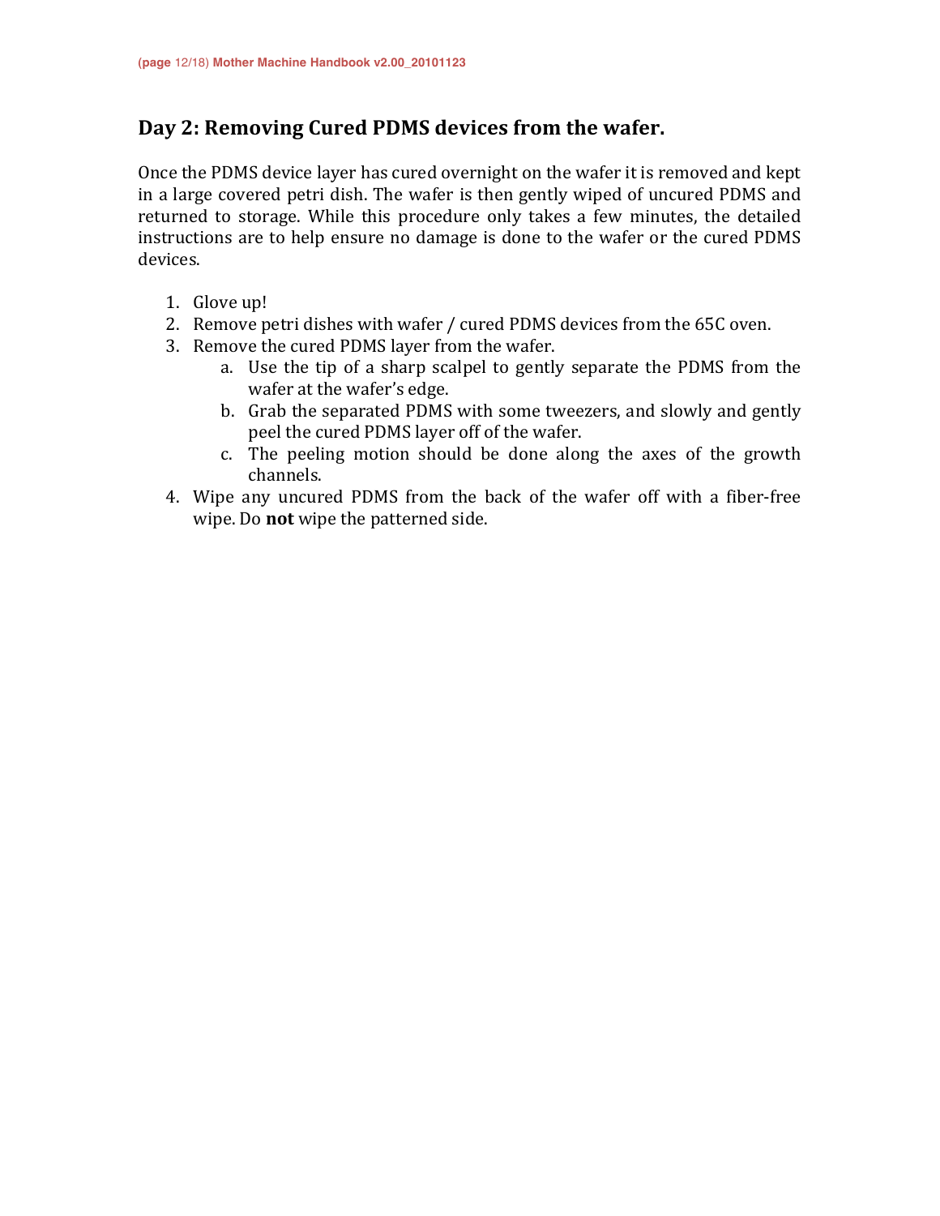## Day 2: Removing Cured PDMS devices from the wafer.

Once the PDMS device layer has cured overnight on the wafer it is removed and kept in a large covered petri dish. The wafer is then gently wiped of uncured PDMS and returned to storage. While this procedure only takes a few minutes, the detailed instructions are to help ensure no damage is done to the wafer or the cured PDMS devices.

1. Glove up!
2. Remove petri dishes with wafer / cured PDMS devices from the 65C oven.
3. Remove the cured PDMS layer from the wafer.
    a. Use the tip of a sharp scalpel to gently separate the PDMS from the wafer at the wafer's edge.
    b. Grab the separated PDMS with some tweezers, and slowly and gently peel the cured PDMS layer off of the wafer.
    c. The peeling motion should be done along the axes of the growth channels.
4. Wipe any uncured PDMS from the back of the wafer off with a fiber-free wipe. Do **not** wipe the patterned side.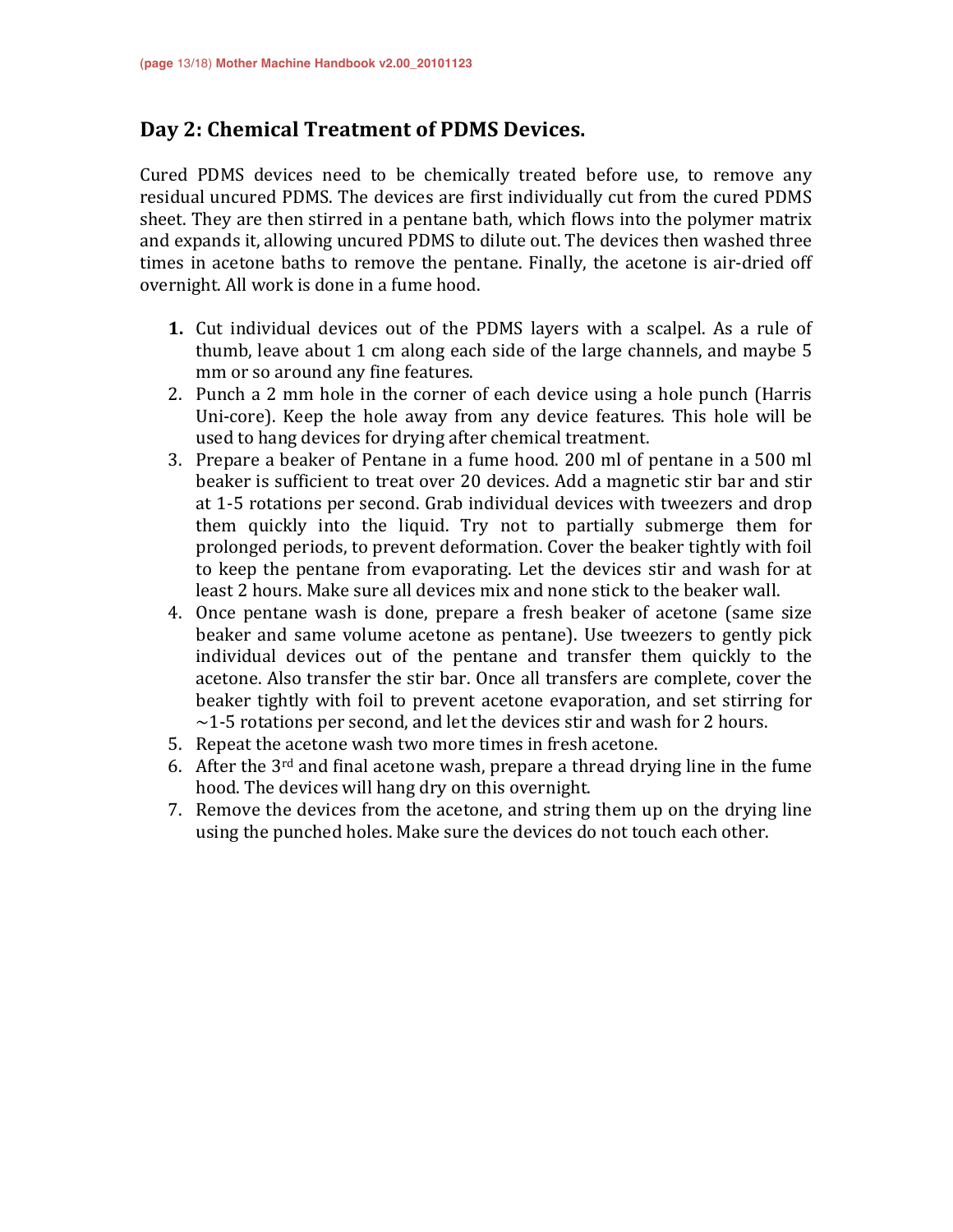## Day 2: Chemical Treatment of PDMS Devices.

Cured PDMS devices need to be chemically treated before use, to remove any residual uncured PDMS. The devices are first individually cut from the cured PDMS sheet. They are then stirred in a pentane bath, which flows into the polymer matrix and expands it, allowing uncured PDMS to dilute out. The devices then washed three times in acetone baths to remove the pentane. Finally, the acetone is air-dried off overnight. All work is done in a fume hood.

1. Cut individual devices out of the PDMS layers with a scalpel. As a rule of thumb, leave about 1 cm along each side of the large channels, and maybe 5 mm or so around any fine features.
2. Punch a 2 mm hole in the corner of each device using a hole punch (Harris Uni-core). Keep the hole away from any device features. This hole will be used to hang devices for drying after chemical treatment.
3. Prepare a beaker of Pentane in a fume hood. 200 ml of pentane in a 500 ml beaker is sufficient to treat over 20 devices. Add a magnetic stir bar and stir at 1-5 rotations per second. Grab individual devices with tweezers and drop them quickly into the liquid. Try not to partially submerge them for prolonged periods, to prevent deformation. Cover the beaker tightly with foil to keep the pentane from evaporating. Let the devices stir and wash for at least 2 hours. Make sure all devices mix and none stick to the beaker wall.
4. Once pentane wash is done, prepare a fresh beaker of acetone (same size beaker and same volume acetone as pentane). Use tweezers to gently pick individual devices out of the pentane and transfer them quickly to the acetone. Also transfer the stir bar. Once all transfers are complete, cover the beaker tightly with foil to prevent acetone evaporation, and set stirring for ~1-5 rotations per second, and let the devices stir and wash for 2 hours.
5. Repeat the acetone wash two more times in fresh acetone.
6. After the 3rd and final acetone wash, prepare a thread drying line in the fume hood. The devices will hang dry on this overnight.
7. Remove the devices from the acetone, and string them up on the drying line using the punched holes. Make sure the devices do not touch each other.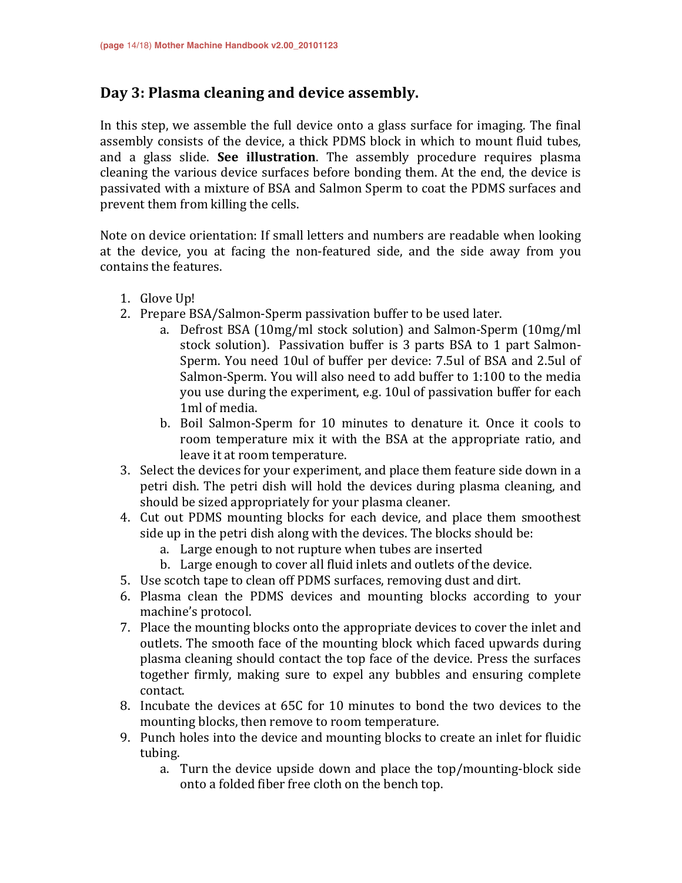## Day 3: Plasma cleaning and device assembly.

In this step, we assemble the full device onto a glass surface for imaging. The final assembly consists of the device, a thick PDMS block in which to mount fluid tubes, and a glass slide. **See illustration**. The assembly procedure requires plasma cleaning the various device surfaces before bonding them. At the end, the device is passivated with a mixture of BSA and Salmon Sperm to coat the PDMS surfaces and prevent them from killing the cells.

Note on device orientation: If small letters and numbers are readable when looking at the device, you at facing the non-featured side, and the side away from you contains the features.

1. Glove Up!
2. Prepare BSA/Salmon-Sperm passivation buffer to be used later.
    a. Defrost BSA (10mg/ml stock solution) and Salmon-Sperm (10mg/ml stock solution). Passivation buffer is 3 parts BSA to 1 part Salmon-Sperm. You need 10ul of buffer per device: 7.5ul of BSA and 2.5ul of Salmon-Sperm. You will also need to add buffer to 1:100 to the media you use during the experiment, e.g. 10ul of passivation buffer for each 1ml of media.
    b. Boil Salmon-Sperm for 10 minutes to denature it. Once it cools to room temperature mix it with the BSA at the appropriate ratio, and leave it at room temperature.
3. Select the devices for your experiment, and place them feature side down in a petri dish. The petri dish will hold the devices during plasma cleaning, and should be sized appropriately for your plasma cleaner.
4. Cut out PDMS mounting blocks for each device, and place them smoothest side up in the petri dish along with the devices. The blocks should be:
    a. Large enough to not rupture when tubes are inserted
    b. Large enough to cover all fluid inlets and outlets of the device.
5. Use scotch tape to clean off PDMS surfaces, removing dust and dirt.
6. Plasma clean the PDMS devices and mounting blocks according to your machine's protocol.
7. Place the mounting blocks onto the appropriate devices to cover the inlet and outlets. The smooth face of the mounting block which faced upwards during plasma cleaning should contact the top face of the device. Press the surfaces together firmly, making sure to expel any bubbles and ensuring complete contact.
8. Incubate the devices at 65C for 10 minutes to bond the two devices to the mounting blocks, then remove to room temperature.
9. Punch holes into the device and mounting blocks to create an inlet for fluidic tubing.
    a. Turn the device upside down and place the top/mounting-block side onto a folded fiber free cloth on the bench top.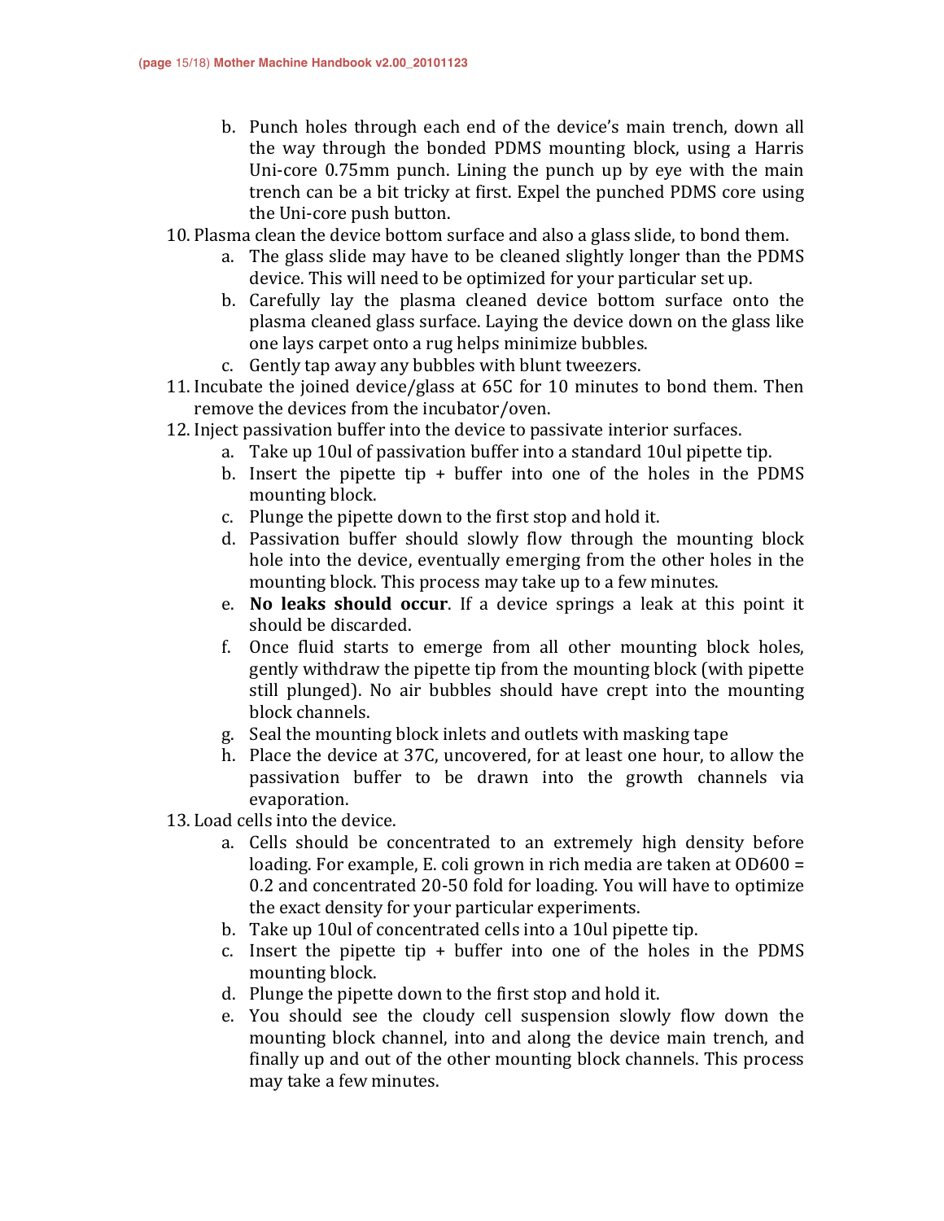b. Punch holes through each end of the device's main trench, down all the way through the bonded PDMS mounting block, using a Harris Uni-core 0.75mm punch. Lining the punch up by eye with the main trench can be a bit tricky at first. Expel the punched PDMS core using the Uni-core push button.

10. Plasma clean the device bottom surface and also a glass slide, to bond them.
    a. The glass slide may have to be cleaned slightly longer than the PDMS device. This will need to be optimized for your particular set up.
    b. Carefully lay the plasma cleaned device bottom surface onto the plasma cleaned glass surface. Laying the device down on the glass like one lays carpet onto a rug helps minimize bubbles.
    c. Gently tap away any bubbles with blunt tweezers.
11. Incubate the joined device/glass at 65C for 10 minutes to bond them. Then remove the devices from the incubator/oven.
12. Inject passivation buffer into the device to passivate interior surfaces.
    a. Take up 10ul of passivation buffer into a standard 10ul pipette tip.
    b. Insert the pipette tip + buffer into one of the holes in the PDMS mounting block.
    c. Plunge the pipette down to the first stop and hold it.
    d. Passivation buffer should slowly flow through the mounting block hole into the device, eventually emerging from the other holes in the mounting block. This process may take up to a few minutes.
    e. **No leaks should occur**. If a device springs a leak at this point it should be discarded.
    f. Once fluid starts to emerge from all other mounting block holes, gently withdraw the pipette tip from the mounting block (with pipette still plunged). No air bubbles should have crept into the mounting block channels.
    g. Seal the mounting block inlets and outlets with masking tape
    h. Place the device at 37C, uncovered, for at least one hour, to allow the passivation buffer to be drawn into the growth channels via evaporation.
13. Load cells into the device.
    a. Cells should be concentrated to an extremely high density before loading. For example, E. coli grown in rich media are taken at OD600 = 0.2 and concentrated 20-50 fold for loading. You will have to optimize the exact density for your particular experiments.
    b. Take up 10ul of concentrated cells into a 10ul pipette tip.
    c. Insert the pipette tip + buffer into one of the holes in the PDMS mounting block.
    d. Plunge the pipette down to the first stop and hold it.
    e. You should see the cloudy cell suspension slowly flow down the mounting block channel, into and along the device main trench, and finally up and out of the other mounting block channels. This process may take a few minutes.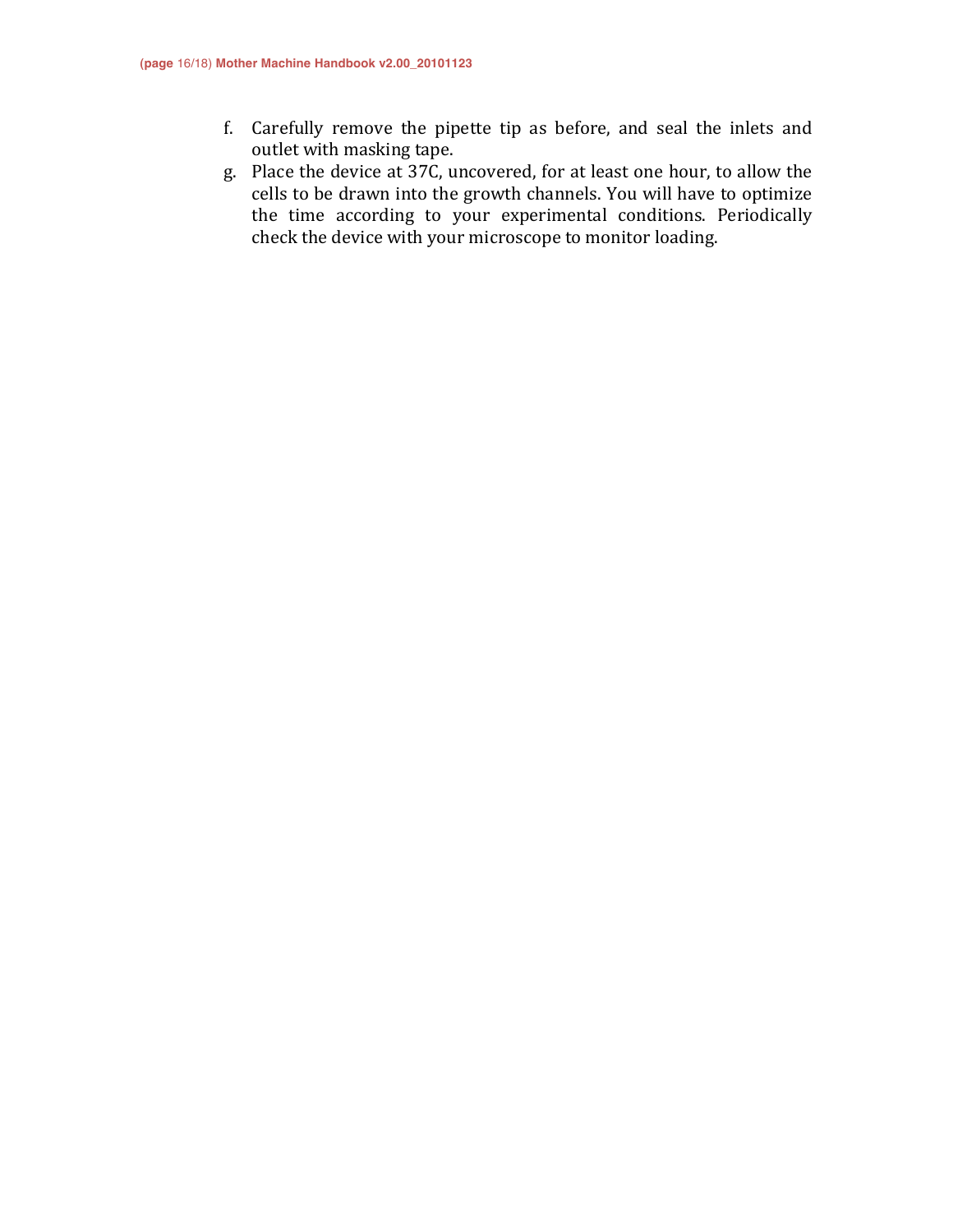f. Carefully remove the pipette tip as before, and seal the inlets and outlet with masking tape.
g. Place the device at 37C, uncovered, for at least one hour, to allow the cells to be drawn into the growth channels. You will have to optimize the time according to your experimental conditions. Periodically check the device with your microscope to monitor loading.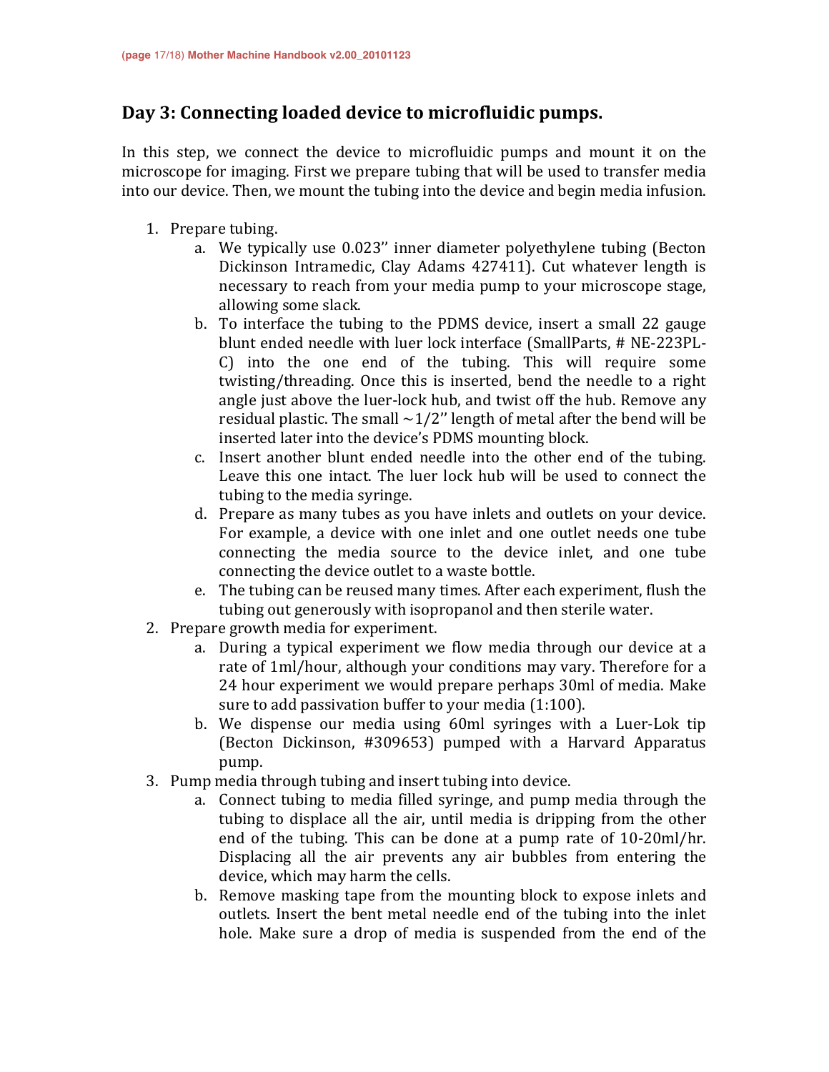## Day 3: Connecting loaded device to microfluidic pumps.

In this step, we connect the device to microfluidic pumps and mount it on the microscope for imaging. First we prepare tubing that will be used to transfer media into our device. Then, we mount the tubing into the device and begin media infusion.

1. Prepare tubing.
   a. We typically use 0.023'' inner diameter polyethylene tubing (Becton Dickinson Intramedic, Clay Adams 427411). Cut whatever length is necessary to reach from your media pump to your microscope stage, allowing some slack.
   b. To interface the tubing to the PDMS device, insert a small 22 gauge blunt ended needle with luer lock interface (SmallParts, # NE-223PL-C) into the one end of the tubing. This will require some twisting/threading. Once this is inserted, bend the needle to a right angle just above the luer-lock hub, and twist off the hub. Remove any residual plastic. The small ~1/2'' length of metal after the bend will be inserted later into the device's PDMS mounting block.
   c. Insert another blunt ended needle into the other end of the tubing. Leave this one intact. The luer lock hub will be used to connect the tubing to the media syringe.
   d. Prepare as many tubes as you have inlets and outlets on your device. For example, a device with one inlet and one outlet needs one tube connecting the media source to the device inlet, and one tube connecting the device outlet to a waste bottle.
   e. The tubing can be reused many times. After each experiment, flush the tubing out generously with isopropanol and then sterile water.
2. Prepare growth media for experiment.
   a. During a typical experiment we flow media through our device at a rate of 1ml/hour, although your conditions may vary. Therefore for a 24 hour experiment we would prepare perhaps 30ml of media. Make sure to add passivation buffer to your media (1:100).
   b. We dispense our media using 60ml syringes with a Luer-Lok tip (Becton Dickinson, #309653) pumped with a Harvard Apparatus pump.
3. Pump media through tubing and insert tubing into device.
   a. Connect tubing to media filled syringe, and pump media through the tubing to displace all the air, until media is dripping from the other end of the tubing. This can be done at a pump rate of 10-20ml/hr. Displacing all the air prevents any air bubbles from entering the device, which may harm the cells.
   b. Remove masking tape from the mounting block to expose inlets and outlets. Insert the bent metal needle end of the tubing into the inlet hole. Make sure a drop of media is suspended from the end of the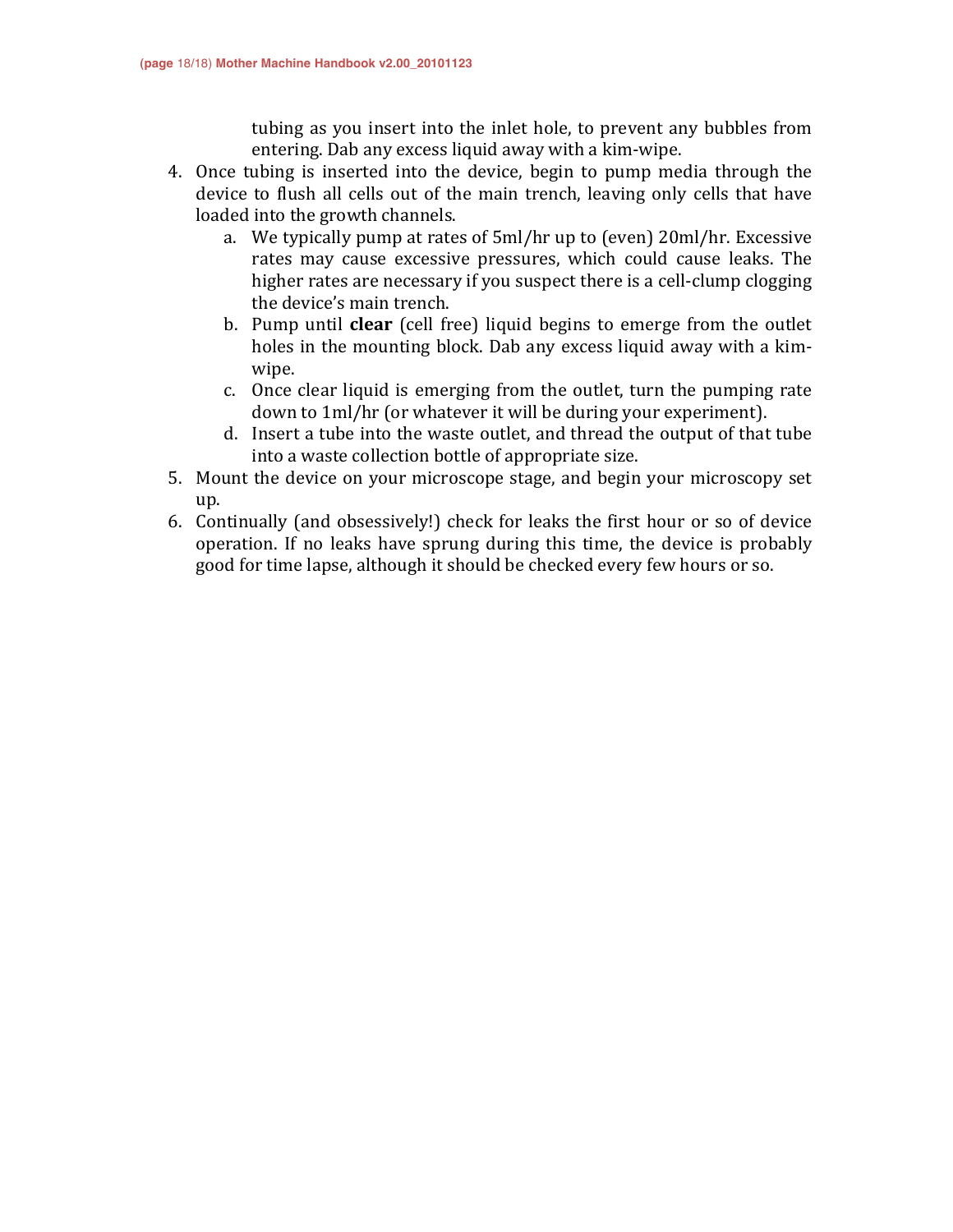tubing as you insert into the inlet hole, to prevent any bubbles from entering. Dab any excess liquid away with a kim-wipe.

4. Once tubing is inserted into the device, begin to pump media through the device to flush all cells out of the main trench, leaving only cells that have loaded into the growth channels.
    a. We typically pump at rates of 5ml/hr up to (even) 20ml/hr. Excessive rates may cause excessive pressures, which could cause leaks. The higher rates are necessary if you suspect there is a cell-clump clogging the device's main trench.
    b. Pump until **clear** (cell free) liquid begins to emerge from the outlet holes in the mounting block. Dab any excess liquid away with a kim-wipe.
    c. Once clear liquid is emerging from the outlet, turn the pumping rate down to 1ml/hr (or whatever it will be during your experiment).
    d. Insert a tube into the waste outlet, and thread the output of that tube into a waste collection bottle of appropriate size.
5. Mount the device on your microscope stage, and begin your microscopy set up.
6. Continually (and obsessively!) check for leaks the first hour or so of device operation. If no leaks have sprung during this time, the device is probably good for time lapse, although it should be checked every few hours or so.